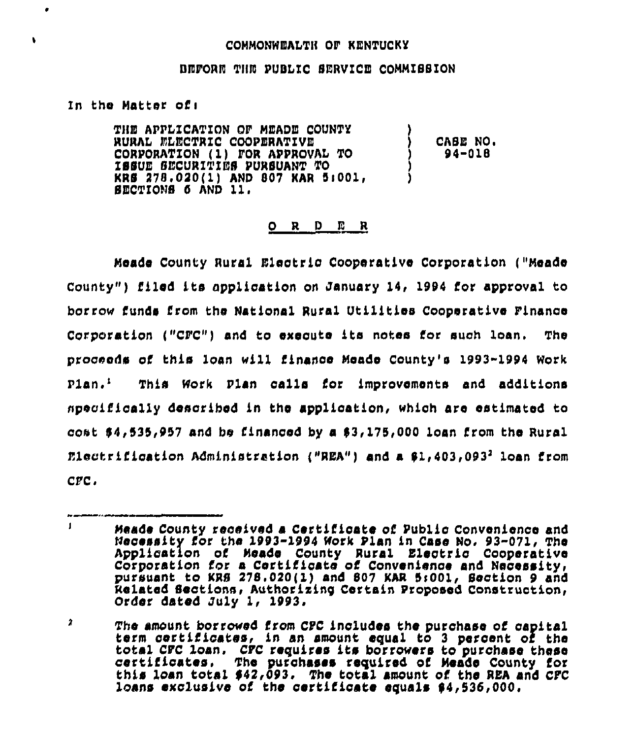COMMONWEALTH OF KENTUCKY

BEFORE THE PUBLIC SERVICE COMMISSION

In the Matter of:

THE APPLICATION OF MEADE COUNTY RURAL ELECTRIC COOPERATIVE CORPORATION (1) FOR APPROVAL TO ISSUE SECURITIES PURSUANT TO KRS 278.020(1) AND 807 KAR 5:001, SECTIONS 6 AND 11. ) CASE NO. 94-018

## O R D E R

Meade County Rural Electric Cooperative Corporation ("Meade County") filed its application on January 14, 1994 for approval to borrow funds from the National Rural Utilities Cooperative Finance Corporation ("CFC") and to execute its notes for such loan. The proceeds of this loan will finance Meade County's 1993-1994 Work Plan.[1] This Work Plan calls for improvements and additions specifically described in the application, which are estimated to cost $4,535,957 and be financed by a $3,175,000 loan from the Rural Electrification Administration ("REA") and a $1,403,093[2] loan from CFC.

---

[1] Meade County received a Certificate of Public Convenience and Necessity for the 1993-1994 Work Plan in Case No. 93-071, The Application of Meade County Rural Electric Cooperative Corporation for a Certificate of Convenience and Necessity, pursuant to KRS 278.020(1) and 807 KAR 5:001, Section 9 and Related Sections, Authorizing Certain Proposed Construction, Order dated July 1, 1993.

[2] The amount borrowed from CFC includes the purchase of capital term certificates, in an amount equal to 3 percent of the total CFC loan. CFC requires its borrowers to purchase these certificates. The purchases required of Meade County for this loan total $42,093. The total amount of the REA and CFC loans exclusive of the certificate equals $4,536,000.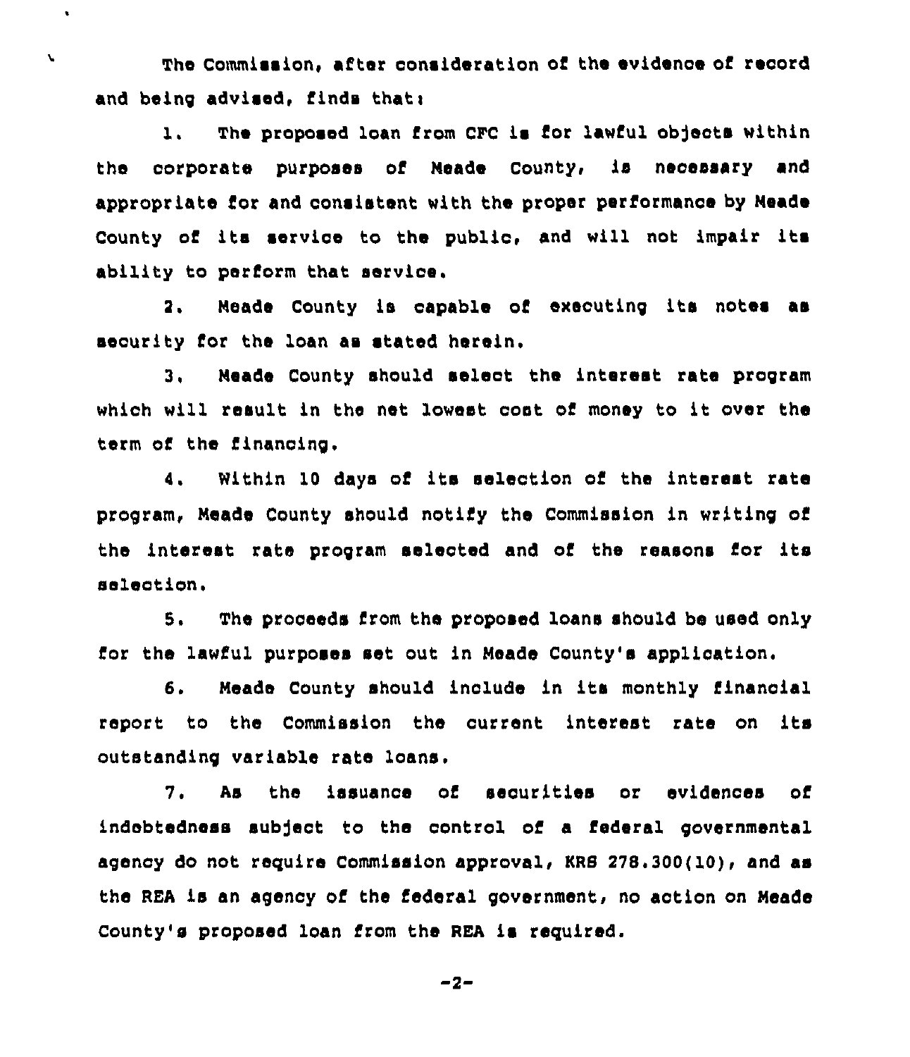The Commission, after consideration of the evidence of record and being advised, finds that:

1. The proposed loan from CFC is for lawful objects within the corporate purposes of Meade County, is necessary and appropriate for and consistent with the proper performance by Meade County of its service to the public, and will not impair its ability to perform that service.

2. Meade County is capable of executing its notes as security for the loan as stated herein.

3. Meade County should select the interest rate program which will result in the net lowest cost of money to it over the term of the financing.

4. Within 10 days of its selection of the interest rate program, Meade County should notify the Commission in writing of the interest rate program selected and of the reasons for its selection.

5. The proceeds from the proposed loans should be used only for the lawful purposes set out in Meade County's application.

6. Meade County should include in its monthly financial report to the Commission the current interest rate on its outstanding variable rate loans.

7. As the issuance of securities or evidences of indebtedness subject to the control of a federal governmental agency do not require Commission approval, KRS 278.300(10), and as the REA is an agency of the federal government, no action on Meade County's proposed loan from the REA is required.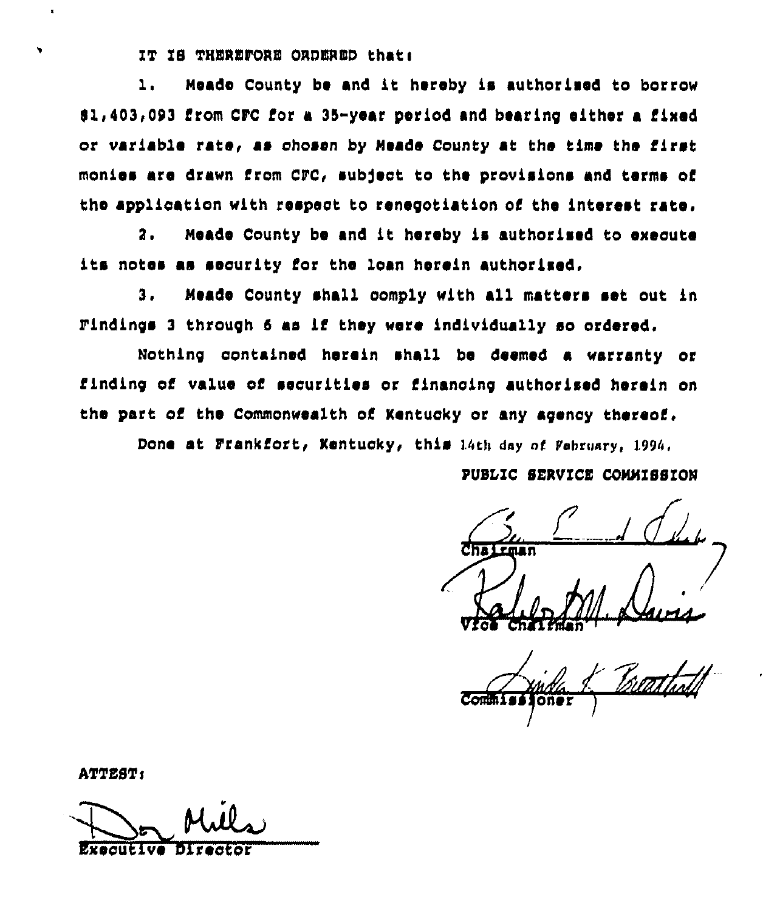IT IS THEREFORE ORDERED that:

1. Meade County be and it hereby is authorized to borrow $1,403,093 from CFC for a 35-year period and bearing either a fixed or variable rate, as chosen by Meade County at the time the first monies are drawn from CFC, subject to the provisions and terms of the application with respect to renegotiation of the interest rate.

2. Meade County be and it hereby is authorized to execute its notes as security for the loan herein authorized.

3. Meade County shall comply with all matters set out in Findings 3 through 6 as if they were individually so ordered.

Nothing contained herein shall be deemed a warranty or finding of value of securities or financing authorized herein on the part of the Commonwealth of Kentucky or any agency thereof.

Done at Frankfort, Kentucky, this 14th day of February, 1994.

PUBLIC SERVICE COMMISSION

Chairman

Vice Chairman

Commissioner

ATTEST:

Executive Director